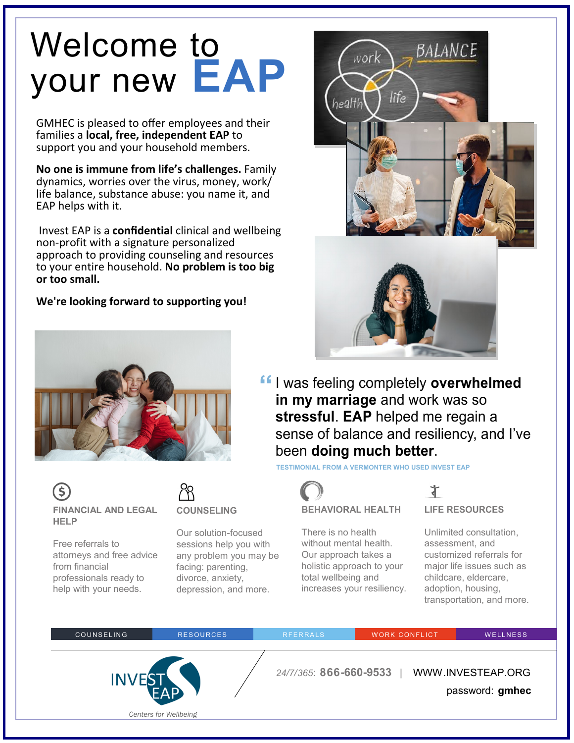# Welcome to your new EAP

GMHEC is pleased to offer employees and their families a **local, free, independent EAP** to support you and your household members.

**No one is immune from life's challenges.** Family dynamics, worries over the virus, money, work/life balance, substance abuse: you name it, and EAP helps with it.

Invest EAP is a **confidential** clinical and wellbeing non-profit with a signature personalized approach to providing counseling and resources to your entire household. **No problem is too big or too small.**

**We're looking forward to supporting you!**

> "I was feeling completely **overwhelmed in my marriage** and work was so **stressful**. **EAP** helped me regain a sense of balance and resiliency, and I've been **doing much better**.
>
> TESTIMONIAL FROM A VERMONTER WHO USED INVEST EAP

### FINANCIAL AND LEGAL HELP

Free referrals to attorneys and free advice from financial professionals ready to help with your needs.

### COUNSELING

Our solution-focused sessions help you with any problem you may be facing: parenting, divorce, anxiety, depression, and more.

### BEHAVIORAL HEALTH

There is no health without mental health. Our approach takes a holistic approach to your total wellbeing and increases your resiliency.

### LIFE RESOURCES

Unlimited consultation, assessment, and customized referrals for major life issues such as childcare, eldercare, adoption, housing, transportation, and more.

COUNSELING | RESOURCES | RFERRALS | WORK CONFLICT | WELLNESS

INVEST EAP
*Centers for Wellbeing*

*24/7/365*: **866-660-9533** | WWW.INVESTEAP.ORG

password: **gmhec**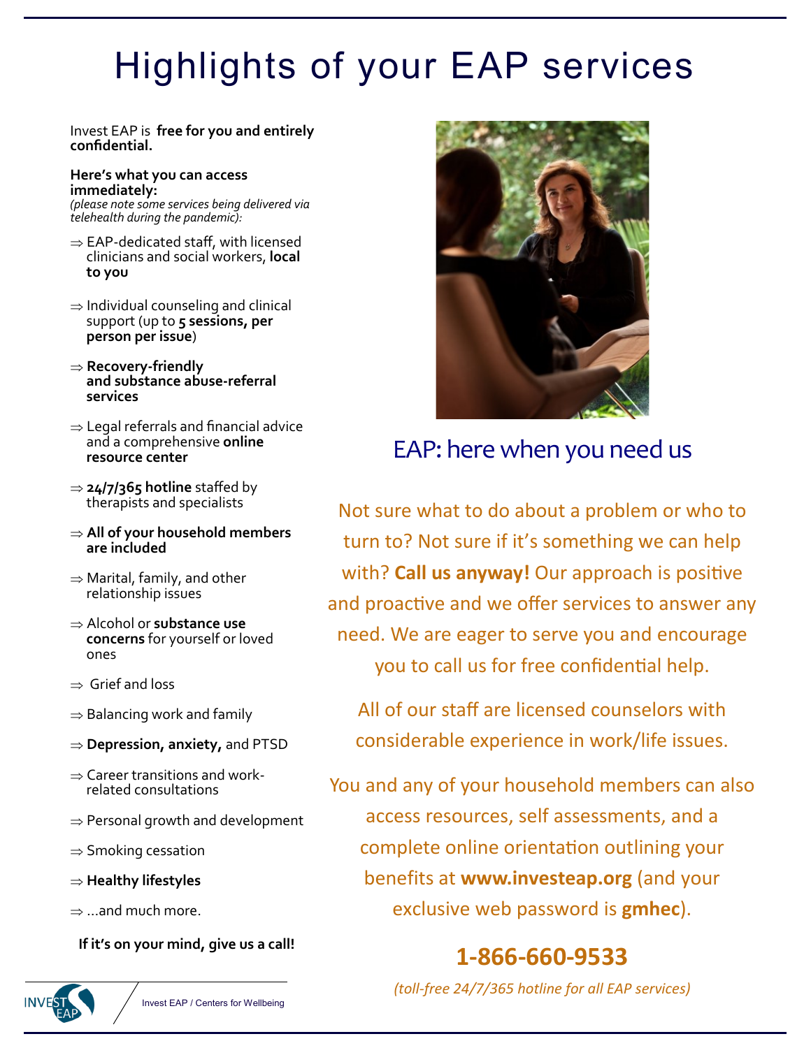# Highlights of your EAP services

Invest EAP is **free for you and entirely confidential.**

**Here's what you can access immediately:**
*(please note some services being delivered via telehealth during the pandemic):*

- ⇒ EAP-dedicated staff, with licensed clinicians and social workers, **local to you**
- ⇒ Individual counseling and clinical support (up to **5 sessions, per person per issue**)
- ⇒ **Recovery-friendly and substance abuse-referral services**
- ⇒ Legal referrals and financial advice and a comprehensive **online resource center**
- ⇒ **24/7/365 hotline** staffed by therapists and specialists
- ⇒ **All of your household members are included**
- ⇒ Marital, family, and other relationship issues
- ⇒ Alcohol or **substance use concerns** for yourself or loved ones
- ⇒ Grief and loss
- ⇒ Balancing work and family
- ⇒ **Depression, anxiety,** and PTSD
- ⇒ Career transitions and work-related consultations
- ⇒ Personal growth and development
- ⇒ Smoking cessation
- ⇒ **Healthy lifestyles**
- ⇒ ...and much more.

**If it's on your mind, give us a call!**

## EAP: here when you need us

Not sure what to do about a problem or who to turn to? Not sure if it's something we can help with? **Call us anyway!** Our approach is positive and proactive and we offer services to answer any need. We are eager to serve you and encourage you to call us for free confidential help.

All of our staff are licensed counselors with considerable experience in work/life issues.

You and any of your household members can also access resources, self assessments, and a complete online orientation outlining your benefits at **www.investeap.org** (and your exclusive web password is **gmhec**).

**1-866-660-9533**

*(toll-free 24/7/365 hotline for all EAP services)*

Invest EAP / Centers for Wellbeing